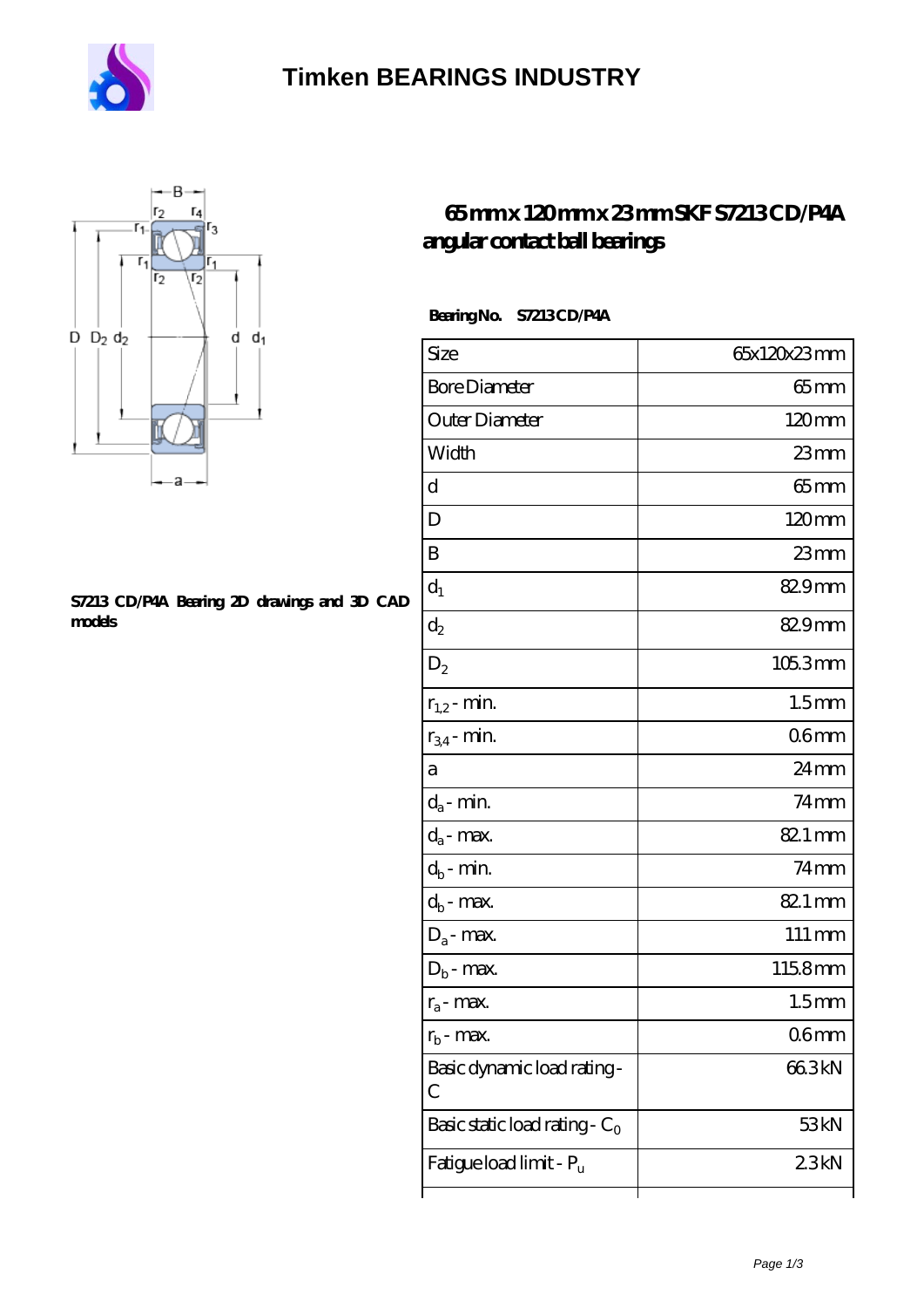# Timken BEARINGS INDUSTRY

S7213 CD/P4A Bearing 2D drawings and 3D CAD models

## 65 mm x 120 mm x 23 mm SKF S7213 CD/P4A angular contact ball bearings

**Bearing No.** S7213 CD/P4A

| Size | 65x120x23 mm |
|---|---|
| Bore Diameter | 65 mm |
| Outer Diameter | 120 mm |
| Width | 23 mm |
| d | 65 mm |
| D | 120 mm |
| B | 23 mm |
| $d_1$ | 82.9 mm |
| $d_2$ | 82.9 mm |
| $D_2$ | 105.3 mm |
| $r_{1,2}$ - min. | 1.5 mm |
| $r_{3,4}$ - min. | 0.6 mm |
| a | 24 mm |
| $d_a$ - min. | 74 mm |
| $d_a$ - max. | 82.1 mm |
| $d_b$ - min. | 74 mm |
| $d_b$ - max. | 82.1 mm |
| $D_a$ - max. | 111 mm |
| $D_b$ - max. | 115.8 mm |
| $r_a$ - max. | 1.5 mm |
| $r_b$ - max. | 0.6 mm |
| Basic dynamic load rating - C | 66.3 kN |
| Basic static load rating - $C_0$ | 53 kN |
| Fatigue load limit - $P_u$ | 2.3 kN |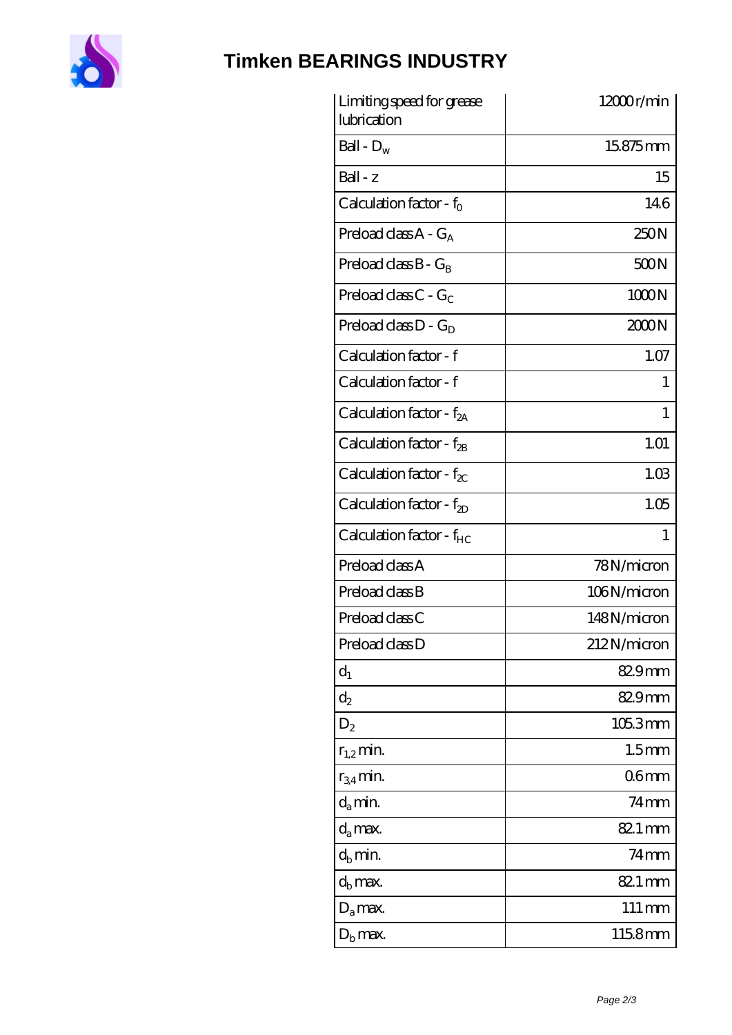| Limiting speed for grease lubrication | 12000 r/min |
| --- | --- |
| Ball - $D_w$ | 15.875 mm |
| Ball - z | 15 |
| Calculation factor - $f_0$ | 14.6 |
| Preload class A - $G_A$ | 250 N |
| Preload class B - $G_B$ | 500 N |
| Preload class C - $G_C$ | 1000 N |
| Preload class D - $G_D$ | 2000 N |
| Calculation factor - f | 1.07 |
| Calculation factor - f | 1 |
| Calculation factor - $f_{2A}$ | 1 |
| Calculation factor - $f_{2B}$ | 1.01 |
| Calculation factor - $f_{2C}$ | 1.03 |
| Calculation factor - $f_{2D}$ | 1.05 |
| Calculation factor - $f_{HC}$ | 1 |
| Preload class A | 78 N/micron |
| Preload class B | 106 N/micron |
| Preload class C | 148 N/micron |
| Preload class D | 212 N/micron |
| $d_1$ | 82.9 mm |
| $d_2$ | 82.9 mm |
| $D_2$ | 105.3 mm |
| $r_{1,2}$ min. | 1.5 mm |
| $r_{3,4}$ min. | 0.6 mm |
| $d_a$ min. | 74 mm |
| $d_a$ max. | 82.1 mm |
| $d_b$ min. | 74 mm |
| $d_b$ max. | 82.1 mm |
| $D_a$ max. | 111 mm |
| $D_b$ max. | 115.8 mm |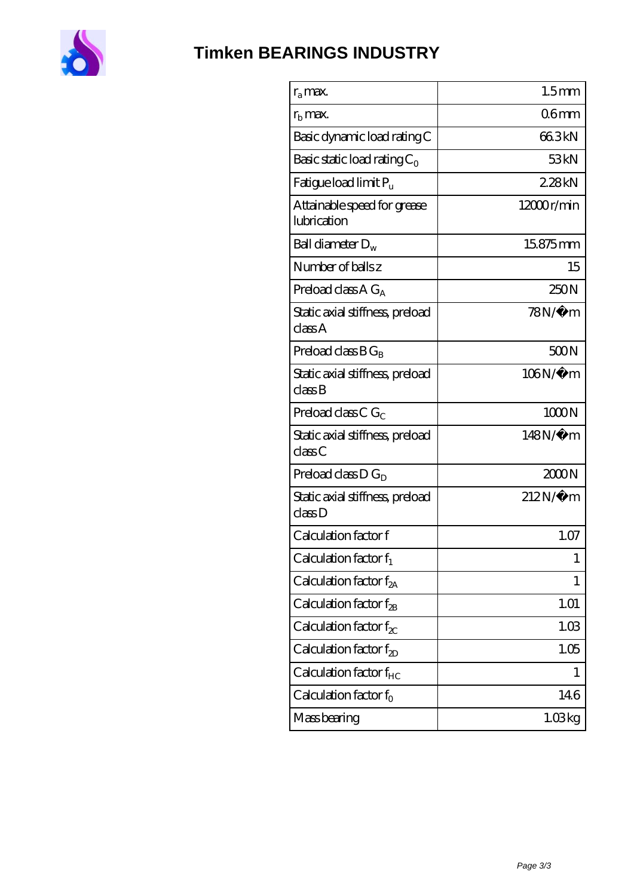# Timken BEARINGS INDUSTRY

| | |
|---|---|
| $r_a$ max. | 1.5 mm |
| $r_b$ max. | 0.6 mm |
| Basic dynamic load rating C | 66.3 kN |
| Basic static load rating $C_0$ | 53 kN |
| Fatigue load limit $P_u$ | 2.28 kN |
| Attainable speed for grease lubrication | 12000 r/min |
| Ball diameter $D_w$ | 15.875 mm |
| Number of balls z | 15 |
| Preload class A $G_A$ | 250 N |
| Static axial stiffness, preload class A | 78 N/�m |
| Preload class B $G_B$ | 500 N |
| Static axial stiffness, preload class B | 106 N/�m |
| Preload class C $G_C$ | 1000 N |
| Static axial stiffness, preload class C | 148 N/�m |
| Preload class D $G_D$ | 2000 N |
| Static axial stiffness, preload class D | 212 N/�m |
| Calculation factor f | 1.07 |
| Calculation factor $f_1$ | 1 |
| Calculation factor $f_{2A}$ | 1 |
| Calculation factor $f_{2B}$ | 1.01 |
| Calculation factor $f_{2C}$ | 1.03 |
| Calculation factor $f_{2D}$ | 1.05 |
| Calculation factor $f_{HC}$ | 1 |
| Calculation factor $f_0$ | 14.6 |
| Mass bearing | 1.03 kg |